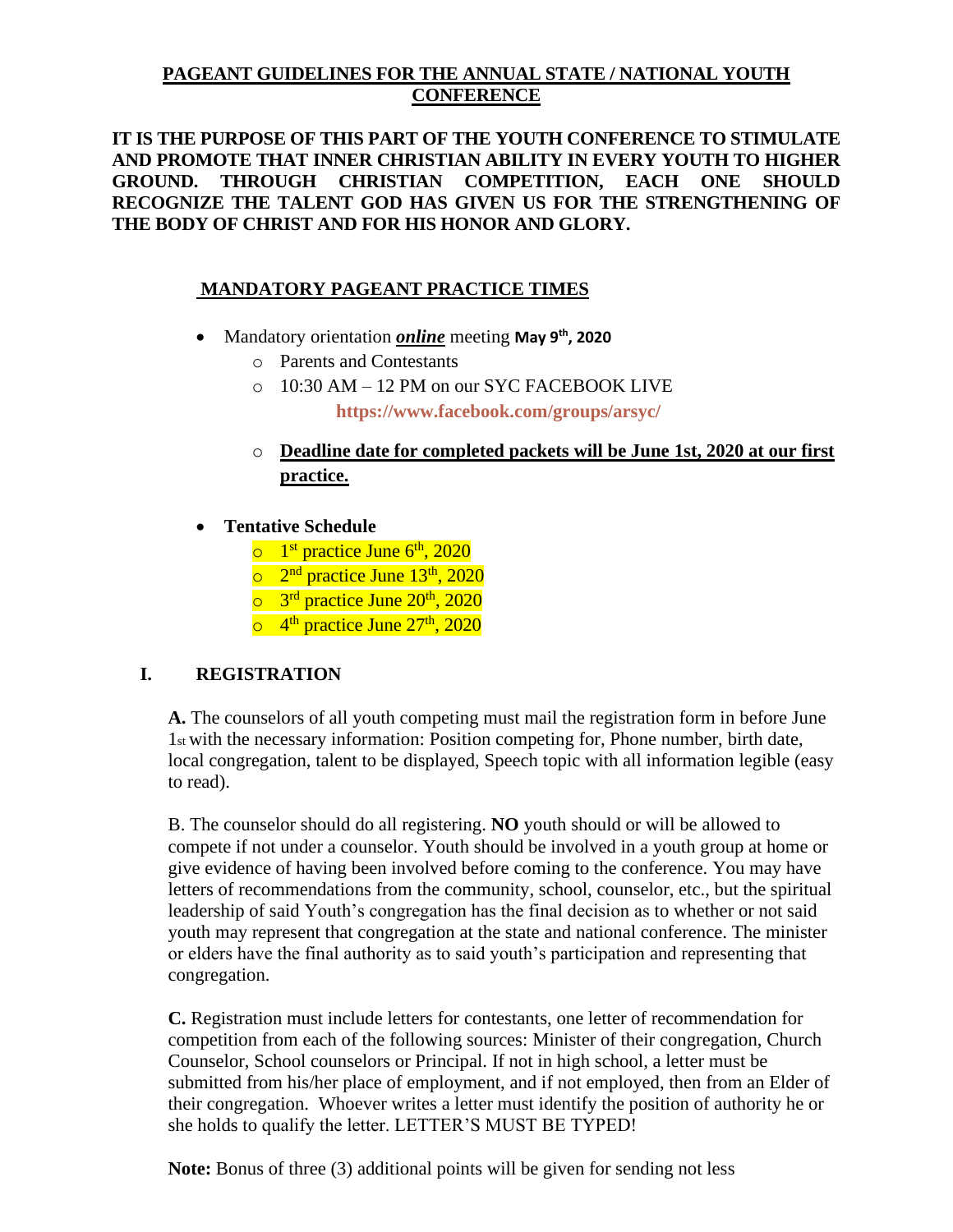## PAGEANT GUIDELINES FOR THE ANNUAL STATE / NATIONAL YOUTH CONFERENCE

**IT IS THE PURPOSE OF THIS PART OF THE YOUTH CONFERENCE TO STIMULATE AND PROMOTE THAT INNER CHRISTIAN ABILITY IN EVERY YOUTH TO HIGHER GROUND. THROUGH CHRISTIAN COMPETITION, EACH ONE SHOULD RECOGNIZE THE TALENT GOD HAS GIVEN US FOR THE STRENGTHENING OF THE BODY OF CHRIST AND FOR HIS HONOR AND GLORY.**

### MANDATORY PAGEANT PRACTICE TIMES

- Mandatory orientation ***online*** meeting **May 9th, 2020**
  - Parents and Contestants
  - 10:30 AM – 12 PM on our SYC FACEBOOK LIVE
    **https://www.facebook.com/groups/arsyc/**
  - **Deadline date for completed packets will be June 1st, 2020 at our first practice.**
- **Tentative Schedule**
  - 1st practice June 6th, 2020
  - 2nd practice June 13th, 2020
  - 3rd practice June 20th, 2020
  - 4th practice June 27th, 2020

## I. REGISTRATION

**A.** The counselors of all youth competing must mail the registration form in before June 1st with the necessary information: Position competing for, Phone number, birth date, local congregation, talent to be displayed, Speech topic with all information legible (easy to read).

B. The counselor should do all registering. **NO** youth should or will be allowed to compete if not under a counselor. Youth should be involved in a youth group at home or give evidence of having been involved before coming to the conference. You may have letters of recommendations from the community, school, counselor, etc., but the spiritual leadership of said Youth's congregation has the final decision as to whether or not said youth may represent that congregation at the state and national conference. The minister or elders have the final authority as to said youth's participation and representing that congregation.

**C.** Registration must include letters for contestants, one letter of recommendation for competition from each of the following sources: Minister of their congregation, Church Counselor, School counselors or Principal. If not in high school, a letter must be submitted from his/her place of employment, and if not employed, then from an Elder of their congregation. Whoever writes a letter must identify the position of authority he or she holds to qualify the letter. LETTER'S MUST BE TYPED!

**Note:** Bonus of three (3) additional points will be given for sending not less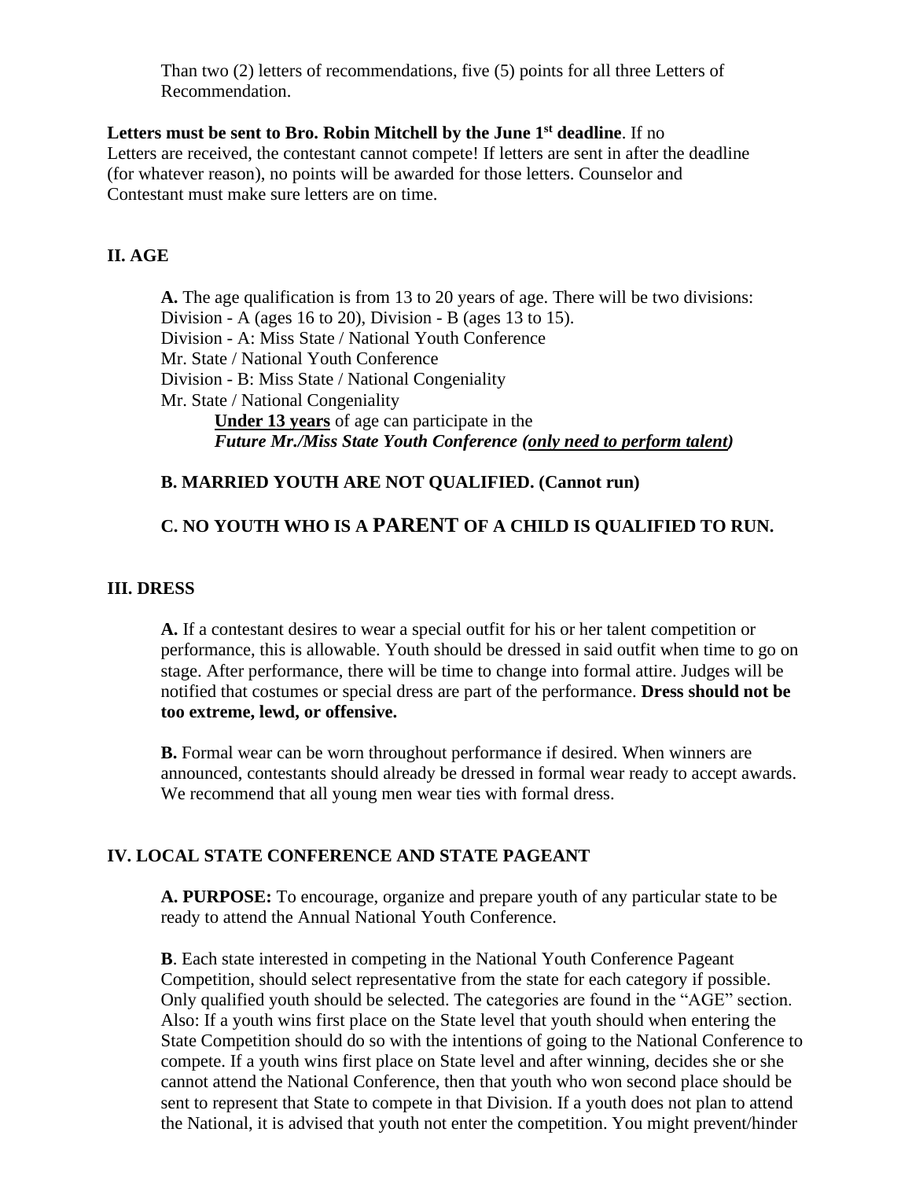Than two (2) letters of recommendations, five (5) points for all three Letters of Recommendation.

**Letters must be sent to Bro. Robin Mitchell by the June 1st deadline**. If no Letters are received, the contestant cannot compete! If letters are sent in after the deadline (for whatever reason), no points will be awarded for those letters. Counselor and Contestant must make sure letters are on time.

## II. AGE

**A.** The age qualification is from 13 to 20 years of age. There will be two divisions: Division - A (ages 16 to 20), Division - B (ages 13 to 15).
Division - A: Miss State / National Youth Conference
Mr. State / National Youth Conference
Division - B: Miss State / National Congeniality
Mr. State / National Congeniality

**Under 13 years** of age can participate in the
***Future Mr./Miss State Youth Conference (only need to perform talent)***

**B. MARRIED YOUTH ARE NOT QUALIFIED. (Cannot run)**

**C. NO YOUTH WHO IS A PARENT OF A CHILD IS QUALIFIED TO RUN.**

## III. DRESS

**A.** If a contestant desires to wear a special outfit for his or her talent competition or performance, this is allowable. Youth should be dressed in said outfit when time to go on stage. After performance, there will be time to change into formal attire. Judges will be notified that costumes or special dress are part of the performance. **Dress should not be too extreme, lewd, or offensive.**

**B.** Formal wear can be worn throughout performance if desired. When winners are announced, contestants should already be dressed in formal wear ready to accept awards. We recommend that all young men wear ties with formal dress.

## IV. LOCAL STATE CONFERENCE AND STATE PAGEANT

**A. PURPOSE:** To encourage, organize and prepare youth of any particular state to be ready to attend the Annual National Youth Conference.

**B**. Each state interested in competing in the National Youth Conference Pageant Competition, should select representative from the state for each category if possible. Only qualified youth should be selected. The categories are found in the "AGE" section. Also: If a youth wins first place on the State level that youth should when entering the State Competition should do so with the intentions of going to the National Conference to compete. If a youth wins first place on State level and after winning, decides she or she cannot attend the National Conference, then that youth who won second place should be sent to represent that State to compete in that Division. If a youth does not plan to attend the National, it is advised that youth not enter the competition. You might prevent/hinder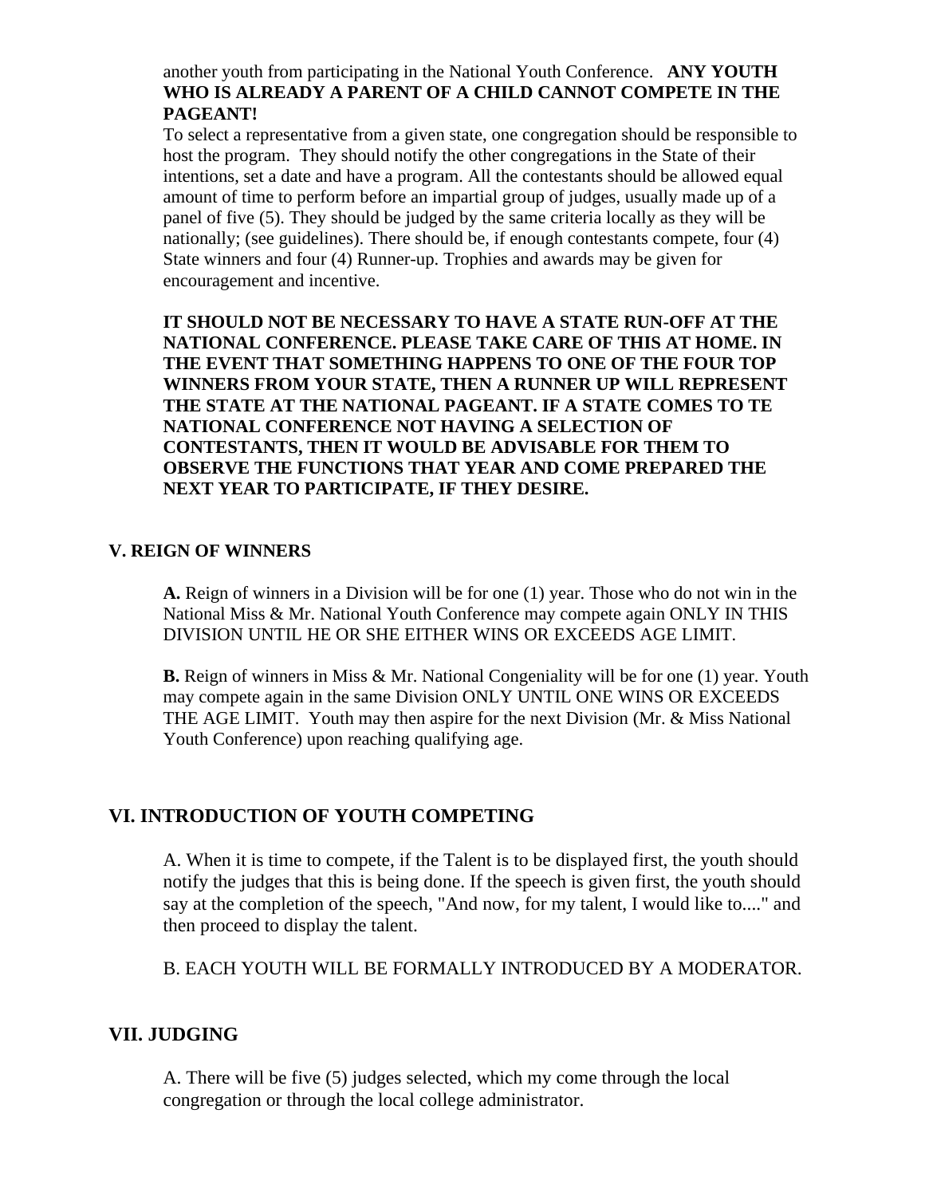another youth from participating in the National Youth Conference. **ANY YOUTH WHO IS ALREADY A PARENT OF A CHILD CANNOT COMPETE IN THE PAGEANT!**

To select a representative from a given state, one congregation should be responsible to host the program. They should notify the other congregations in the State of their intentions, set a date and have a program. All the contestants should be allowed equal amount of time to perform before an impartial group of judges, usually made up of a panel of five (5). They should be judged by the same criteria locally as they will be nationally; (see guidelines). There should be, if enough contestants compete, four (4) State winners and four (4) Runner-up. Trophies and awards may be given for encouragement and incentive.

**IT SHOULD NOT BE NECESSARY TO HAVE A STATE RUN-OFF AT THE NATIONAL CONFERENCE. PLEASE TAKE CARE OF THIS AT HOME. IN THE EVENT THAT SOMETHING HAPPENS TO ONE OF THE FOUR TOP WINNERS FROM YOUR STATE, THEN A RUNNER UP WILL REPRESENT THE STATE AT THE NATIONAL PAGEANT. IF A STATE COMES TO TE NATIONAL CONFERENCE NOT HAVING A SELECTION OF CONTESTANTS, THEN IT WOULD BE ADVISABLE FOR THEM TO OBSERVE THE FUNCTIONS THAT YEAR AND COME PREPARED THE NEXT YEAR TO PARTICIPATE, IF THEY DESIRE.**

## V. REIGN OF WINNERS

**A.** Reign of winners in a Division will be for one (1) year. Those who do not win in the National Miss & Mr. National Youth Conference may compete again ONLY IN THIS DIVISION UNTIL HE OR SHE EITHER WINS OR EXCEEDS AGE LIMIT.

**B.** Reign of winners in Miss & Mr. National Congeniality will be for one (1) year. Youth may compete again in the same Division ONLY UNTIL ONE WINS OR EXCEEDS THE AGE LIMIT. Youth may then aspire for the next Division (Mr. & Miss National Youth Conference) upon reaching qualifying age.

## VI. INTRODUCTION OF YOUTH COMPETING

A. When it is time to compete, if the Talent is to be displayed first, the youth should notify the judges that this is being done. If the speech is given first, the youth should say at the completion of the speech, "And now, for my talent, I would like to...." and then proceed to display the talent.

B. EACH YOUTH WILL BE FORMALLY INTRODUCED BY A MODERATOR.

## VII. JUDGING

A. There will be five (5) judges selected, which my come through the local congregation or through the local college administrator.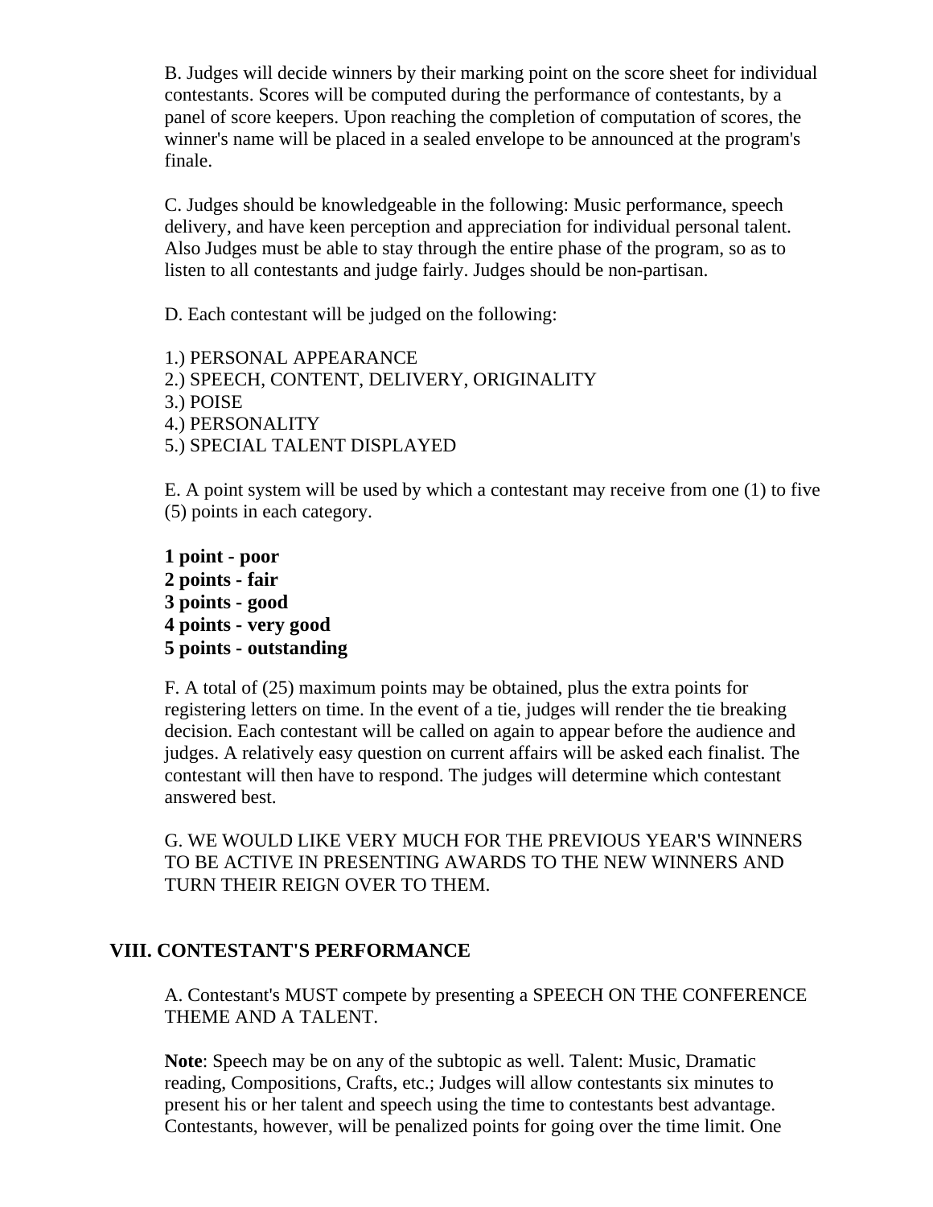B. Judges will decide winners by their marking point on the score sheet for individual contestants. Scores will be computed during the performance of contestants, by a panel of score keepers. Upon reaching the completion of computation of scores, the winner's name will be placed in a sealed envelope to be announced at the program's finale.

C. Judges should be knowledgeable in the following: Music performance, speech delivery, and have keen perception and appreciation for individual personal talent. Also Judges must be able to stay through the entire phase of the program, so as to listen to all contestants and judge fairly. Judges should be non-partisan.

D. Each contestant will be judged on the following:

1.) PERSONAL APPEARANCE
2.) SPEECH, CONTENT, DELIVERY, ORIGINALITY
3.) POISE
4.) PERSONALITY
5.) SPECIAL TALENT DISPLAYED

E. A point system will be used by which a contestant may receive from one (1) to five (5) points in each category.

**1 point - poor**
**2 points - fair**
**3 points - good**
**4 points - very good**
**5 points - outstanding**

F. A total of (25) maximum points may be obtained, plus the extra points for registering letters on time. In the event of a tie, judges will render the tie breaking decision. Each contestant will be called on again to appear before the audience and judges. A relatively easy question on current affairs will be asked each finalist. The contestant will then have to respond. The judges will determine which contestant answered best.

G. WE WOULD LIKE VERY MUCH FOR THE PREVIOUS YEAR'S WINNERS TO BE ACTIVE IN PRESENTING AWARDS TO THE NEW WINNERS AND TURN THEIR REIGN OVER TO THEM.

## VIII. CONTESTANT'S PERFORMANCE

A. Contestant's MUST compete by presenting a SPEECH ON THE CONFERENCE THEME AND A TALENT.

**Note**: Speech may be on any of the subtopic as well. Talent: Music, Dramatic reading, Compositions, Crafts, etc.; Judges will allow contestants six minutes to present his or her talent and speech using the time to contestants best advantage. Contestants, however, will be penalized points for going over the time limit. One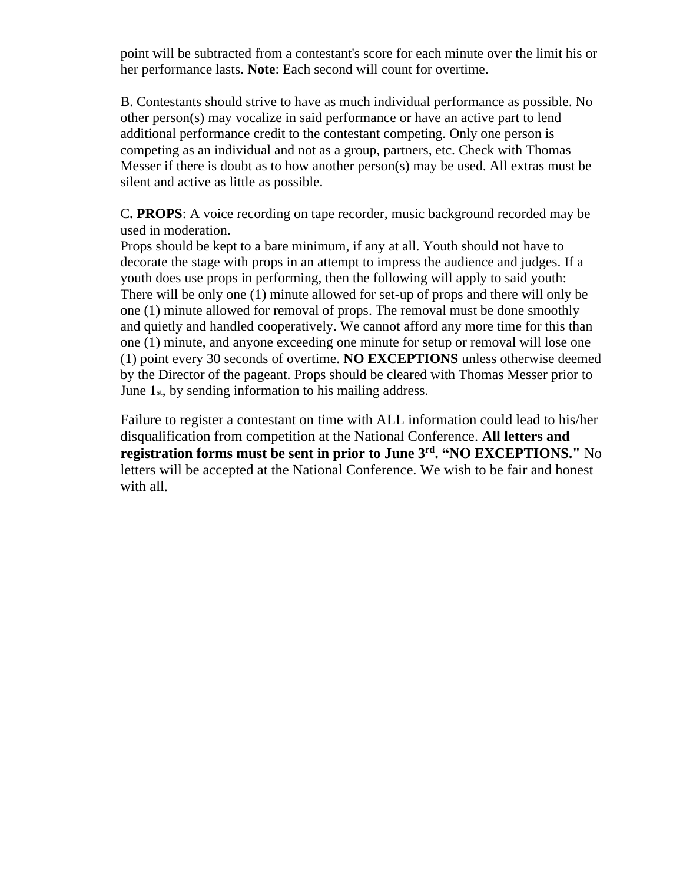point will be subtracted from a contestant's score for each minute over the limit his or her performance lasts. **Note**: Each second will count for overtime.

B. Contestants should strive to have as much individual performance as possible. No other person(s) may vocalize in said performance or have an active part to lend additional performance credit to the contestant competing. Only one person is competing as an individual and not as a group, partners, etc. Check with Thomas Messer if there is doubt as to how another person(s) may be used. All extras must be silent and active as little as possible.

C**. PROPS**: A voice recording on tape recorder, music background recorded may be used in moderation.
Props should be kept to a bare minimum, if any at all. Youth should not have to decorate the stage with props in an attempt to impress the audience and judges. If a youth does use props in performing, then the following will apply to said youth: There will be only one (1) minute allowed for set-up of props and there will only be one (1) minute allowed for removal of props. The removal must be done smoothly and quietly and handled cooperatively. We cannot afford any more time for this than one (1) minute, and anyone exceeding one minute for setup or removal will lose one (1) point every 30 seconds of overtime. **NO EXCEPTIONS** unless otherwise deemed by the Director of the pageant. Props should be cleared with Thomas Messer prior to June 1st, by sending information to his mailing address.

Failure to register a contestant on time with ALL information could lead to his/her disqualification from competition at the National Conference. **All letters and registration forms must be sent in prior to June 3rd. "NO EXCEPTIONS."** No letters will be accepted at the National Conference. We wish to be fair and honest with all.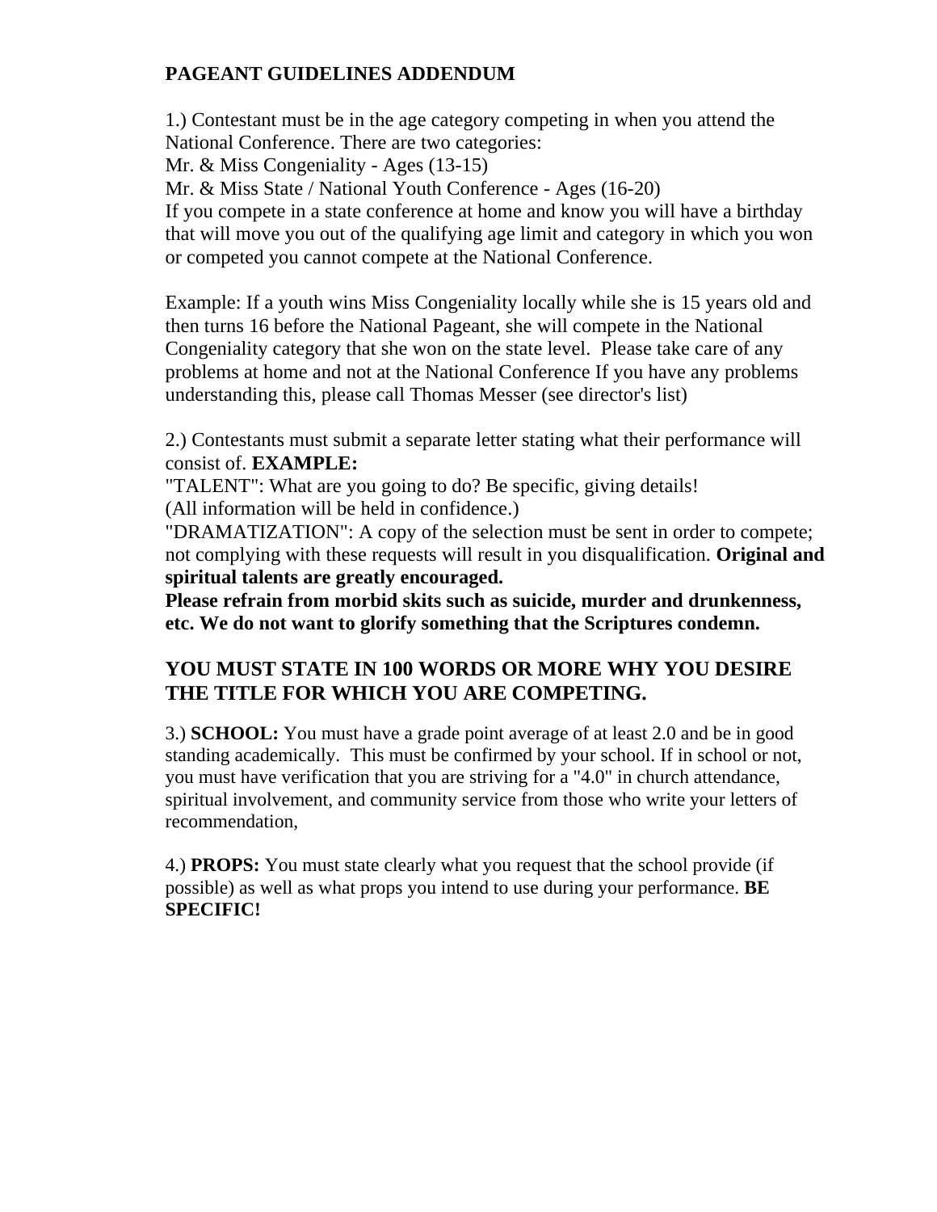**PAGEANT GUIDELINES ADDENDUM**

1.) Contestant must be in the age category competing in when you attend the National Conference. There are two categories:
Mr. & Miss Congeniality - Ages (13-15)
Mr. & Miss State / National Youth Conference - Ages (16-20)
If you compete in a state conference at home and know you will have a birthday that will move you out of the qualifying age limit and category in which you won or competed you cannot compete at the National Conference.

Example: If a youth wins Miss Congeniality locally while she is 15 years old and then turns 16 before the National Pageant, she will compete in the National Congeniality category that she won on the state level. Please take care of any problems at home and not at the National Conference If you have any problems understanding this, please call Thomas Messer (see director's list)

2.) Contestants must submit a separate letter stating what their performance will consist of. **EXAMPLE:**
"TALENT": What are you going to do? Be specific, giving details!
(All information will be held in confidence.)
"DRAMATIZATION": A copy of the selection must be sent in order to compete; not complying with these requests will result in you disqualification. **Original and spiritual talents are greatly encouraged.**
**Please refrain from morbid skits such as suicide, murder and drunkenness, etc. We do not want to glorify something that the Scriptures condemn.**

**YOU MUST STATE IN 100 WORDS OR MORE WHY YOU DESIRE THE TITLE FOR WHICH YOU ARE COMPETING.**

3.) **SCHOOL:** You must have a grade point average of at least 2.0 and be in good standing academically. This must be confirmed by your school. If in school or not, you must have verification that you are striving for a "4.0" in church attendance, spiritual involvement, and community service from those who write your letters of recommendation,

4.) **PROPS:** You must state clearly what you request that the school provide (if possible) as well as what props you intend to use during your performance. **BE SPECIFIC!**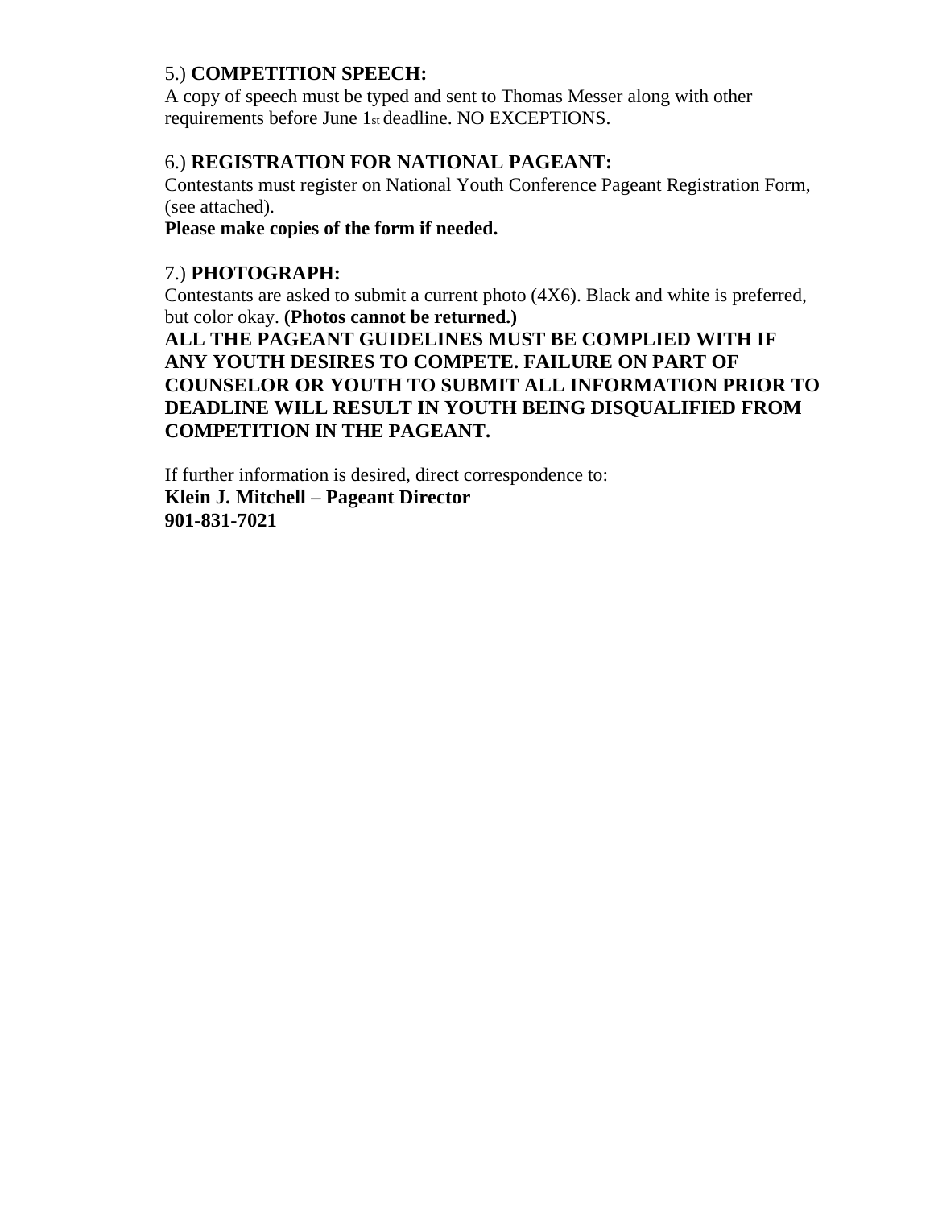5.) **COMPETITION SPEECH:**
A copy of speech must be typed and sent to Thomas Messer along with other requirements before June 1st deadline. NO EXCEPTIONS.

6.) **REGISTRATION FOR NATIONAL PAGEANT:**
Contestants must register on National Youth Conference Pageant Registration Form, (see attached).
**Please make copies of the form if needed.**

7.) **PHOTOGRAPH:**
Contestants are asked to submit a current photo (4X6). Black and white is preferred, but color okay. **(Photos cannot be returned.)**
**ALL THE PAGEANT GUIDELINES MUST BE COMPLIED WITH IF ANY YOUTH DESIRES TO COMPETE. FAILURE ON PART OF COUNSELOR OR YOUTH TO SUBMIT ALL INFORMATION PRIOR TO DEADLINE WILL RESULT IN YOUTH BEING DISQUALIFIED FROM COMPETITION IN THE PAGEANT.**

If further information is desired, direct correspondence to:
**Klein J. Mitchell – Pageant Director**
**901-831-7021**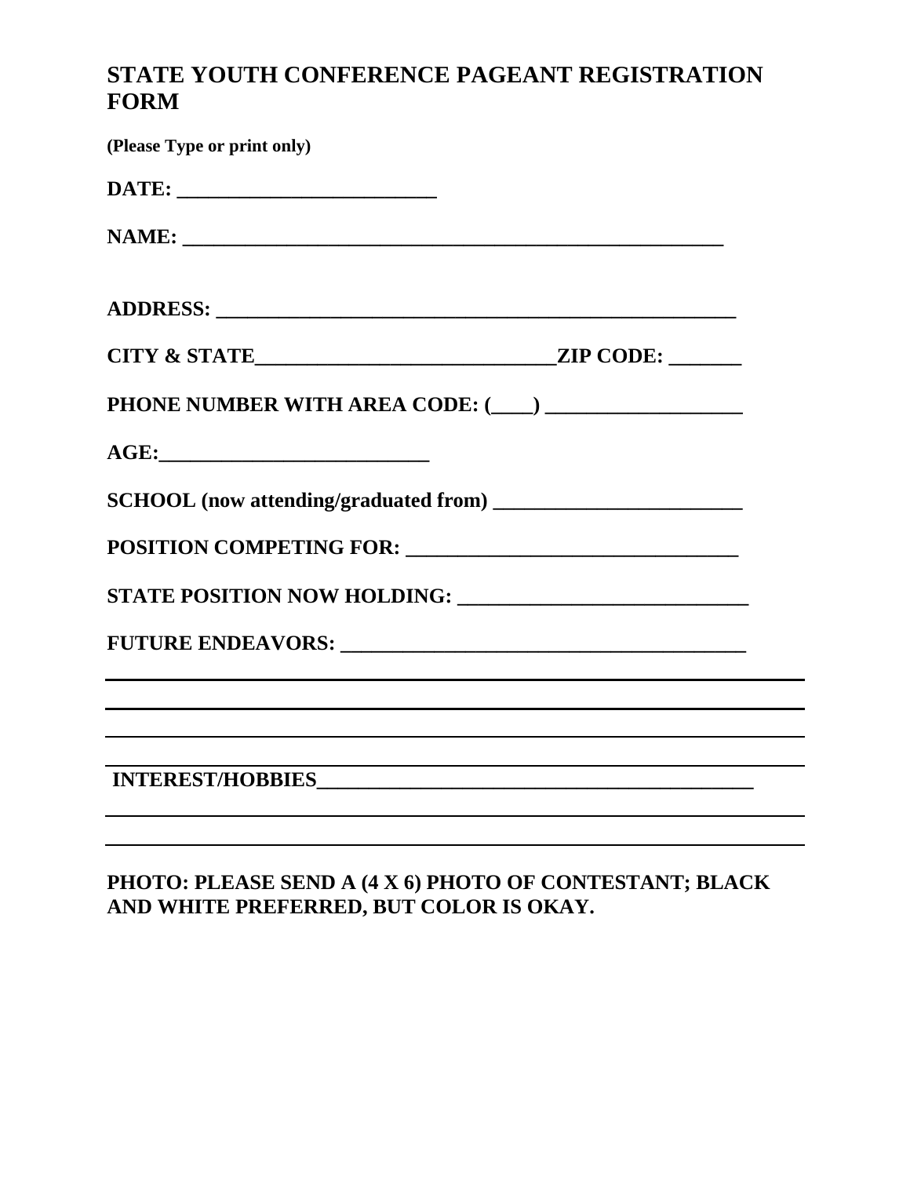# STATE YOUTH CONFERENCE PAGEANT REGISTRATION FORM

**(Please Type or print only)**

**DATE: _________________________**

**NAME: _____________________________________________________**

**ADDRESS: ___________________________________________________**

**CITY & STATE_____________________________ZIP CODE: _______**

**PHONE NUMBER WITH AREA CODE: (____) ___________________**

**AGE:__________________________**

**SCHOOL (now attending/graduated from) ________________________**

**POSITION COMPETING FOR: ________________________________**

**STATE POSITION NOW HOLDING: ____________________________**

**FUTURE ENDEAVORS: _______________________________________**

_____________________________________________________________________

_____________________________________________________________________

_____________________________________________________________________

_____________________________________________________________________

**INTEREST/HOBBIES___________________________________________**

_____________________________________________________________________

_____________________________________________________________________

**PHOTO: PLEASE SEND A (4 X 6) PHOTO OF CONTESTANT; BLACK AND WHITE PREFERRED, BUT COLOR IS OKAY.**